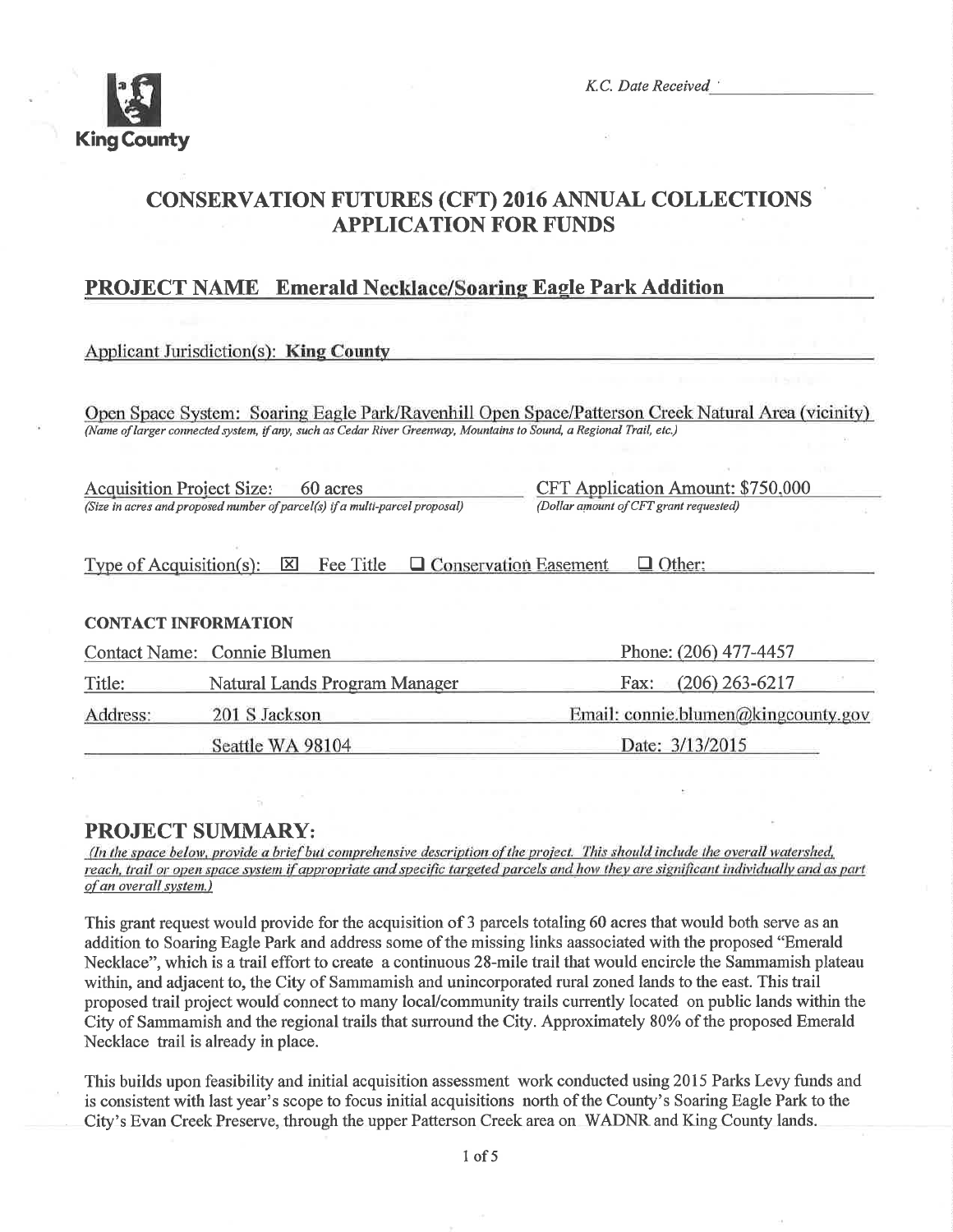King County

*K.C. Date Received* ____________

# CONSERVATION FUTURES (CFT) 2016 ANNUAL COLLECTIONS APPLICATION FOR FUNDS

## PROJECT NAME Emerald Necklace/Soaring Eagle Park Addition

Applicant Jurisdiction(s): **King County**

Open Space System: Soaring Eagle Park/Ravenhill Open Space/Patterson Creek Natural Area (vicinity)
*(Name of larger connected system, if any, such as Cedar River Greenway, Mountains to Sound, a Regional Trail, etc.)*

Acquisition Project Size: 60 acres
*(Size in acres and proposed number of parcel(s) if a multi-parcel proposal)*

CFT Application Amount: $750,000
*(Dollar amount of CFT grant requested)*

Type of Acquisition(s): ☒ Fee Title ☐ Conservation Easement ☐ Other:

### CONTACT INFORMATION

| | | |
|---|---|---|
| Contact Name: | Connie Blumen | Phone: (206) 477-4457 |
| Title: | Natural Lands Program Manager | Fax: (206) 263-6217 |
| Address: | 201 S Jackson | Email: connie.blumen@kingcounty.gov |
| | Seattle WA 98104 | Date: 3/13/2015 |

## PROJECT SUMMARY:

*(In the space below, provide a brief but comprehensive description of the project. This should include the overall watershed, reach, trail or open space system if appropriate and specific targeted parcels and how they are significant individually and as part of an overall system.)*

This grant request would provide for the acquisition of 3 parcels totaling 60 acres that would both serve as an addition to Soaring Eagle Park and address some of the missing links aassociated with the proposed "Emerald Necklace", which is a trail effort to create a continuous 28-mile trail that would encircle the Sammamish plateau within, and adjacent to, the City of Sammamish and unincorporated rural zoned lands to the east. This trail proposed trail project would connect to many local/community trails currently located on public lands within the City of Sammamish and the regional trails that surround the City. Approximately 80% of the proposed Emerald Necklace trail is already in place.

This builds upon feasibility and initial acquisition assessment work conducted using 2015 Parks Levy funds and is consistent with last year's scope to focus initial acquisitions north of the County's Soaring Eagle Park to the City's Evan Creek Preserve, through the upper Patterson Creek area on WADNR and King County lands.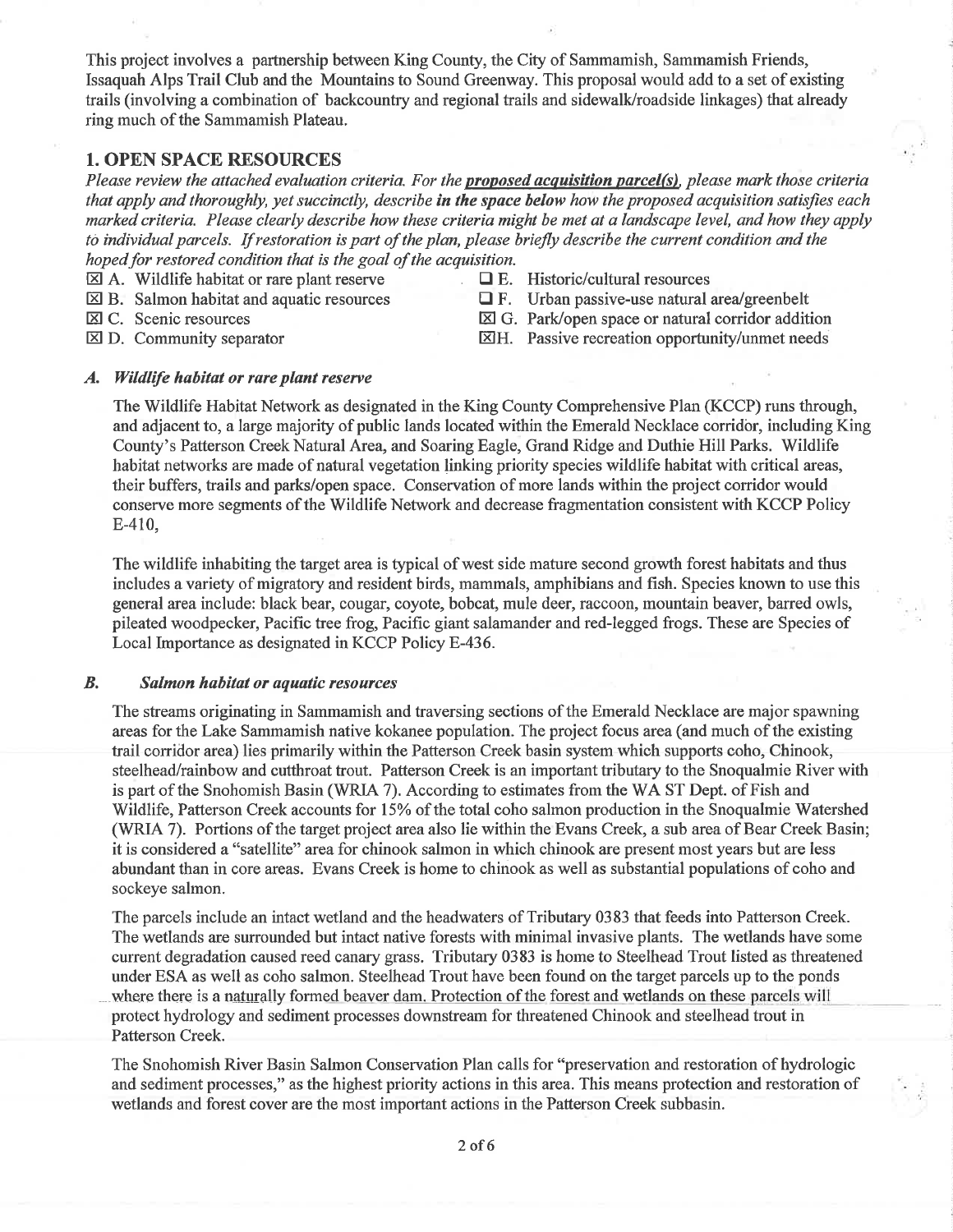This project involves a partnership between King County, the City of Sammamish, Sammamish Friends, Issaquah Alps Trail Club and the Mountains to Sound Greenway. This proposal would add to a set of existing trails (involving a combination of backcountry and regional trails and sidewalk/roadside linkages) that already ring much of the Sammamish Plateau.

## 1. OPEN SPACE RESOURCES

*Please review the attached evaluation criteria. For the **proposed acquisition parcel(s)**, please mark those criteria that apply and thoroughly, yet succinctly, describe **in the space below** how the proposed acquisition satisfies each marked criteria. Please clearly describe how these criteria might be met at a landscape level, and how they apply to individual parcels. If restoration is part of the plan, please briefly describe the current condition and the hoped for restored condition that is the goal of the acquisition.*

- ☒ A. Wildlife habitat or rare plant reserve
- ☒ B. Salmon habitat and aquatic resources
- ☒ C. Scenic resources
- ☒ D. Community separator
- ☐ E. Historic/cultural resources
- ☐ F. Urban passive-use natural area/greenbelt
- ☒ G. Park/open space or natural corridor addition
- ☒ H. Passive recreation opportunity/unmet needs

### *A. Wildlife habitat or rare plant reserve*

The Wildlife Habitat Network as designated in the King County Comprehensive Plan (KCCP) runs through, and adjacent to, a large majority of public lands located within the Emerald Necklace corridor, including King County's Patterson Creek Natural Area, and Soaring Eagle, Grand Ridge and Duthie Hill Parks. Wildlife habitat networks are made of natural vegetation linking priority species wildlife habitat with critical areas, their buffers, trails and parks/open space. Conservation of more lands within the project corridor would conserve more segments of the Wildlife Network and decrease fragmentation consistent with KCCP Policy E-410,

The wildlife inhabiting the target area is typical of west side mature second growth forest habitats and thus includes a variety of migratory and resident birds, mammals, amphibians and fish. Species known to use this general area include: black bear, cougar, coyote, bobcat, mule deer, raccoon, mountain beaver, barred owls, pileated woodpecker, Pacific tree frog, Pacific giant salamander and red-legged frogs. These are Species of Local Importance as designated in KCCP Policy E-436.

### *B. Salmon habitat or aquatic resources*

The streams originating in Sammamish and traversing sections of the Emerald Necklace are major spawning areas for the Lake Sammamish native kokanee population. The project focus area (and much of the existing trail corridor area) lies primarily within the Patterson Creek basin system which supports coho, Chinook, steelhead/rainbow and cutthroat trout. Patterson Creek is an important tributary to the Snoqualmie River with is part of the Snohomish Basin (WRIA 7). According to estimates from the WA ST Dept. of Fish and Wildlife, Patterson Creek accounts for 15% of the total coho salmon production in the Snoqualmie Watershed (WRIA 7). Portions of the target project area also lie within the Evans Creek, a sub area of Bear Creek Basin; it is considered a "satellite" area for chinook salmon in which chinook are present most years but are less abundant than in core areas. Evans Creek is home to chinook as well as substantial populations of coho and sockeye salmon.

The parcels include an intact wetland and the headwaters of Tributary 0383 that feeds into Patterson Creek. The wetlands are surrounded but intact native forests with minimal invasive plants. The wetlands have some current degradation caused reed canary grass. Tributary 0383 is home to Steelhead Trout listed as threatened under ESA as well as coho salmon. Steelhead Trout have been found on the target parcels up to the ponds where there is a naturally formed beaver dam. Protection of the forest and wetlands on these parcels will protect hydrology and sediment processes downstream for threatened Chinook and steelhead trout in Patterson Creek.

The Snohomish River Basin Salmon Conservation Plan calls for "preservation and restoration of hydrologic and sediment processes," as the highest priority actions in this area. This means protection and restoration of wetlands and forest cover are the most important actions in the Patterson Creek subbasin.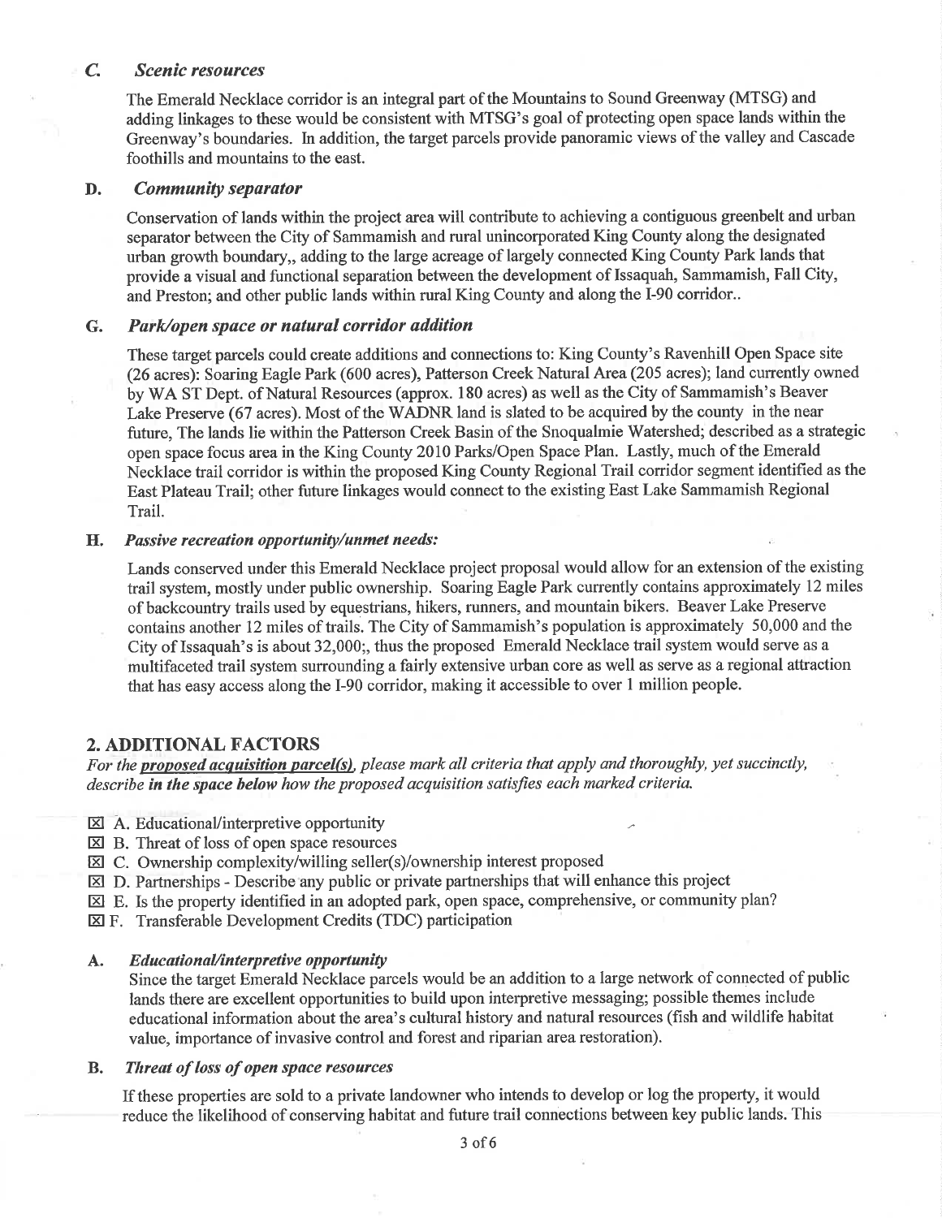### C. *Scenic resources*

The Emerald Necklace corridor is an integral part of the Mountains to Sound Greenway (MTSG) and adding linkages to these would be consistent with MTSG's goal of protecting open space lands within the Greenway's boundaries. In addition, the target parcels provide panoramic views of the valley and Cascade foothills and mountains to the east.

### D. *Community separator*

Conservation of lands within the project area will contribute to achieving a contiguous greenbelt and urban separator between the City of Sammamish and rural unincorporated King County along the designated urban growth boundary,, adding to the large acreage of largely connected King County Park lands that provide a visual and functional separation between the development of Issaquah, Sammamish, Fall City, and Preston; and other public lands within rural King County and along the I-90 corridor..

### G. *Park/open space or natural corridor addition*

These target parcels could create additions and connections to: King County's Ravenhill Open Space site (26 acres): Soaring Eagle Park (600 acres), Patterson Creek Natural Area (205 acres); land currently owned by WA ST Dept. of Natural Resources (approx. 180 acres) as well as the City of Sammamish's Beaver Lake Preserve (67 acres). Most of the WADNR land is slated to be acquired by the county in the near future, The lands lie within the Patterson Creek Basin of the Snoqualmie Watershed; described as a strategic open space focus area in the King County 2010 Parks/Open Space Plan. Lastly, much of the Emerald Necklace trail corridor is within the proposed King County Regional Trail corridor segment identified as the East Plateau Trail; other future linkages would connect to the existing East Lake Sammamish Regional Trail.

### H. *Passive recreation opportunity/unmet needs:*

Lands conserved under this Emerald Necklace project proposal would allow for an extension of the existing trail system, mostly under public ownership. Soaring Eagle Park currently contains approximately 12 miles of backcountry trails used by equestrians, hikers, runners, and mountain bikers. Beaver Lake Preserve contains another 12 miles of trails. The City of Sammamish's population is approximately 50,000 and the City of Issaquah's is about 32,000;, thus the proposed Emerald Necklace trail system would serve as a multifaceted trail system surrounding a fairly extensive urban core as well as serve as a regional attraction that has easy access along the I-90 corridor, making it accessible to over 1 million people.

## 2. ADDITIONAL FACTORS

*For the **proposed acquisition parcel(s)**, please mark all criteria that apply and thoroughly, yet succinctly, describe **in the space below** how the proposed acquisition satisfies each marked criteria.*

- ☒ A. Educational/interpretive opportunity
- ☒ B. Threat of loss of open space resources
- ☒ C. Ownership complexity/willing seller(s)/ownership interest proposed
- ☒ D. Partnerships - Describe any public or private partnerships that will enhance this project
- ☒ E. Is the property identified in an adopted park, open space, comprehensive, or community plan?
- ☒ F. Transferable Development Credits (TDC) participation

### A. *Educational/interpretive opportunity*

Since the target Emerald Necklace parcels would be an addition to a large network of connected of public lands there are excellent opportunities to build upon interpretive messaging; possible themes include educational information about the area's cultural history and natural resources (fish and wildlife habitat value, importance of invasive control and forest and riparian area restoration).

### B. *Threat of loss of open space resources*

If these properties are sold to a private landowner who intends to develop or log the property, it would reduce the likelihood of conserving habitat and future trail connections between key public lands. This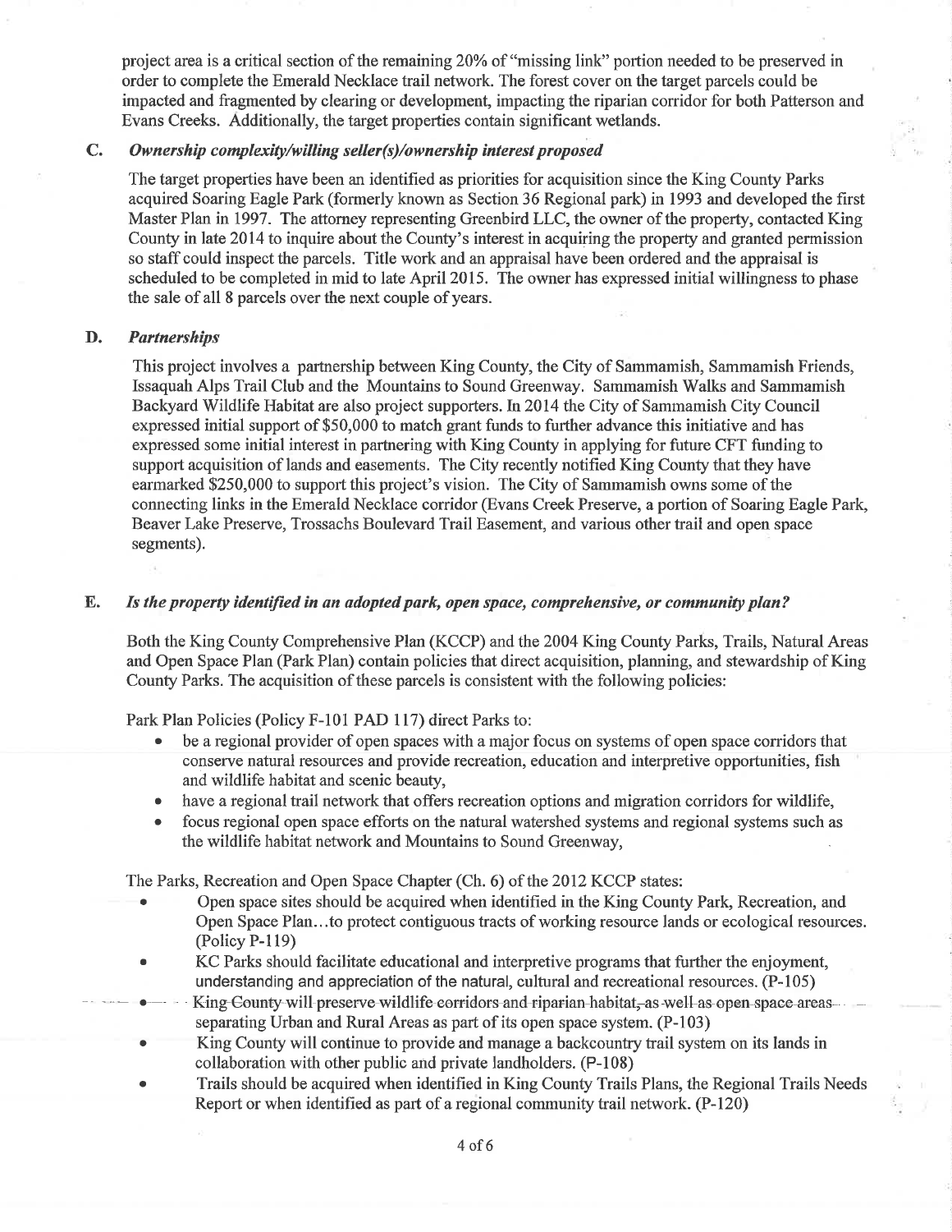project area is a critical section of the remaining 20% of "missing link" portion needed to be preserved in order to complete the Emerald Necklace trail network. The forest cover on the target parcels could be impacted and fragmented by clearing or development, impacting the riparian corridor for both Patterson and Evans Creeks. Additionally, the target properties contain significant wetlands.

### C. *Ownership complexity/willing seller(s)/ownership interest proposed*

The target properties have been an identified as priorities for acquisition since the King County Parks acquired Soaring Eagle Park (formerly known as Section 36 Regional park) in 1993 and developed the first Master Plan in 1997. The attorney representing Greenbird LLC, the owner of the property, contacted King County in late 2014 to inquire about the County's interest in acquiring the property and granted permission so staff could inspect the parcels. Title work and an appraisal have been ordered and the appraisal is scheduled to be completed in mid to late April 2015. The owner has expressed initial willingness to phase the sale of all 8 parcels over the next couple of years.

### D. *Partnerships*

This project involves a partnership between King County, the City of Sammamish, Sammamish Friends, Issaquah Alps Trail Club and the Mountains to Sound Greenway. Sammamish Walks and Sammamish Backyard Wildlife Habitat are also project supporters. In 2014 the City of Sammamish City Council expressed initial support of $50,000 to match grant funds to further advance this initiative and has expressed some initial interest in partnering with King County in applying for future CFT funding to support acquisition of lands and easements. The City recently notified King County that they have earmarked $250,000 to support this project's vision. The City of Sammamish owns some of the connecting links in the Emerald Necklace corridor (Evans Creek Preserve, a portion of Soaring Eagle Park, Beaver Lake Preserve, Trossachs Boulevard Trail Easement, and various other trail and open space segments).

### E. *Is the property identified in an adopted park, open space, comprehensive, or community plan?*

Both the King County Comprehensive Plan (KCCP) and the 2004 King County Parks, Trails, Natural Areas and Open Space Plan (Park Plan) contain policies that direct acquisition, planning, and stewardship of King County Parks. The acquisition of these parcels is consistent with the following policies:

Park Plan Policies (Policy F-101 PAD 117) direct Parks to:

- be a regional provider of open spaces with a major focus on systems of open space corridors that conserve natural resources and provide recreation, education and interpretive opportunities, fish and wildlife habitat and scenic beauty,
- have a regional trail network that offers recreation options and migration corridors for wildlife,
- focus regional open space efforts on the natural watershed systems and regional systems such as the wildlife habitat network and Mountains to Sound Greenway,

The Parks, Recreation and Open Space Chapter (Ch. 6) of the 2012 KCCP states:

- Open space sites should be acquired when identified in the King County Park, Recreation, and Open Space Plan…to protect contiguous tracts of working resource lands or ecological resources. (Policy P-119)
- KC Parks should facilitate educational and interpretive programs that further the enjoyment, understanding and appreciation of the natural, cultural and recreational resources. (P-105)
- King County will preserve wildlife corridors and riparian habitat, as well as open space areas separating Urban and Rural Areas as part of its open space system. (P-103)
- King County will continue to provide and manage a backcountry trail system on its lands in collaboration with other public and private landholders. (P-108)
- Trails should be acquired when identified in King County Trails Plans, the Regional Trails Needs Report or when identified as part of a regional community trail network. (P-120)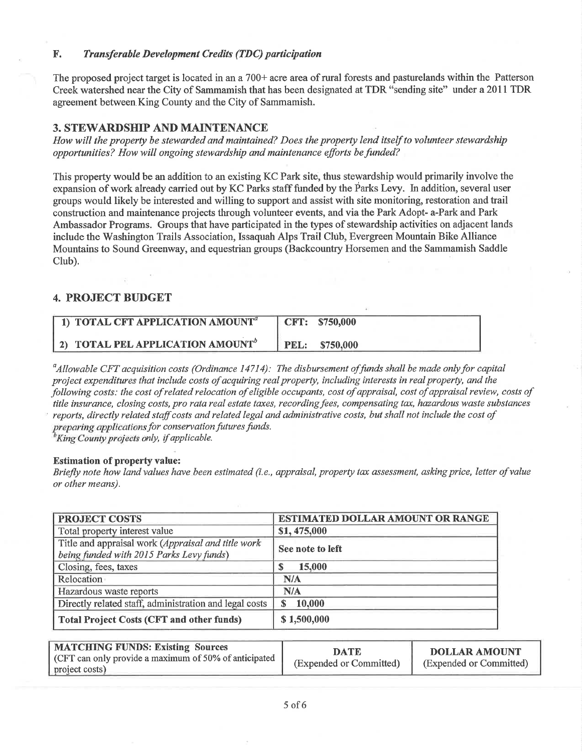### F. *Transferable Development Credits (TDC) participation*

The proposed project target is located in an a 700+ acre area of rural forests and pasturelands within the Patterson Creek watershed near the City of Sammamish that has been designated at TDR "sending site" under a 2011 TDR agreement between King County and the City of Sammamish.

## 3. STEWARDSHIP AND MAINTENANCE

*How will the property be stewarded and maintained? Does the property lend itself to volunteer stewardship opportunities? How will ongoing stewardship and maintenance efforts be funded?*

This property would be an addition to an existing KC Park site, thus stewardship would primarily involve the expansion of work already carried out by KC Parks staff funded by the Parks Levy. In addition, several user groups would likely be interested and willing to support and assist with site monitoring, restoration and trail construction and maintenance projects through volunteer events, and via the Park Adopt- a-Park and Park Ambassador Programs. Groups that have participated in the types of stewardship activities on adjacent lands include the Washington Trails Association, Issaquah Alps Trail Club, Evergreen Mountain Bike Alliance Mountains to Sound Greenway, and equestrian groups (Backcountry Horsemen and the Sammamish Saddle Club).

## 4. PROJECT BUDGET

| | |
|---|---|
| 1) TOTAL CFT APPLICATION AMOUNT[a] | CFT: $750,000 |
| 2) TOTAL PEL APPLICATION AMOUNT[b] | PEL: $750,000 |

[a]*Allowable CFT acquisition costs (Ordinance 14714): The disbursement of funds shall be made only for capital project expenditures that include costs of acquiring real property, including interests in real property, and the following costs: the cost of related relocation of eligible occupants, cost of appraisal, cost of appraisal review, costs of title insurance, closing costs, pro rata real estate taxes, recording fees, compensating tax, hazardous waste substances reports, directly related staff costs and related legal and administrative costs, but shall not include the cost of preparing applications for conservation futures funds.*
[b]*King County projects only, if applicable.*

**Estimation of property value:**
*Briefly note how land values have been estimated (i.e., appraisal, property tax assessment, asking price, letter of value or other means).*

| PROJECT COSTS | ESTIMATED DOLLAR AMOUNT OR RANGE |
|---|---|
| Total property interest value | $1, 475,000 |
| Title and appraisal work (*Appraisal and title work being funded with 2015 Parks Levy funds*) | See note to left |
| Closing, fees, taxes | $ 15,000 |
| Relocation | N/A |
| Hazardous waste reports | N/A |
| Directly related staff, administration and legal costs | $ 10,000 |
| **Total Project Costs (CFT and other funds)** | $ 1,500,000 |

| MATCHING FUNDS: Existing Sources (CFT can only provide a maximum of 50% of anticipated project costs) | DATE (Expended or Committed) | DOLLAR AMOUNT (Expended or Committed) |
|---|---|---|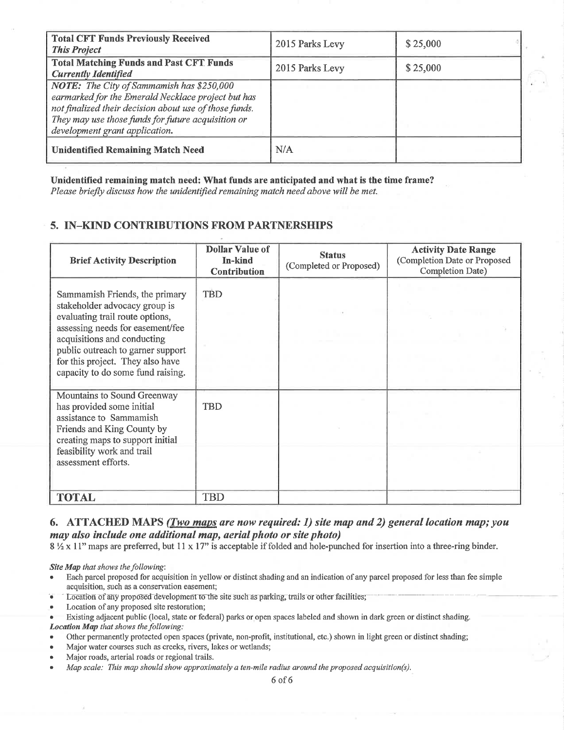| **Total CFT Funds Previously Received** *This Project* | 2015 Parks Levy | $ 25,000 |
|---|---|---|
| **Total Matching Funds and Past CFT Funds** *Currently Identified* | 2015 Parks Levy | $ 25,000 |
| ***NOTE:*** *The City of Sammamish has $250,000 earmarked for the Emerald Necklace project but has not finalized their decision about use of those funds. They may use those funds for future acquisition or development grant application.* | | |
| **Unidentified Remaining Match Need** | N/A | |

**Unidentified remaining match need: What funds are anticipated and what is the time frame?**
*Please briefly discuss how the unidentified remaining match need above will be met.*

## 5. IN-KIND CONTRIBUTIONS FROM PARTNERSHIPS

| Brief Activity Description | Dollar Value of In-kind Contribution | Status (Completed or Proposed) | Activity Date Range (Completion Date or Proposed Completion Date) |
|---|---|---|---|
| Sammamish Friends, the primary stakeholder advocacy group is evaluating trail route options, assessing needs for easement/fee acquisitions and conducting public outreach to garner support for this project. They also have capacity to do some fund raising. | TBD | | |
| Mountains to Sound Greenway has provided some initial assistance to Sammamish Friends and King County by creating maps to support initial feasibility work and trail assessment efforts. | TBD | | |
| **TOTAL** | TBD | | |

## 6. ATTACHED MAPS *(Two maps are now required: 1) site map and 2) general location map; you may also include one additional map, aerial photo or site photo)*

8 ½ x 11" maps are preferred, but 11 x 17" is acceptable if folded and hole-punched for insertion into a three-ring binder.

***Site Map** that shows the following:*

- Each parcel proposed for acquisition in yellow or distinct shading and an indication of any parcel proposed for less than fee simple acquisition, such as a conservation easement;
- Location of any proposed development to the site such as parking, trails or other facilities;
- Location of any proposed site restoration;
- Existing adjacent public (local, state or federal) parks or open spaces labeled and shown in dark green or distinct shading.

***Location Map** that shows the following:*

- Other permanently protected open spaces (private, non-profit, institutional, etc.) shown in light green or distinct shading;
- Major water courses such as creeks, rivers, lakes or wetlands;
- Major roads, arterial roads or regional trails.
- *Map scale: This map should show approximately a ten-mile radius around the proposed acquisition(s).*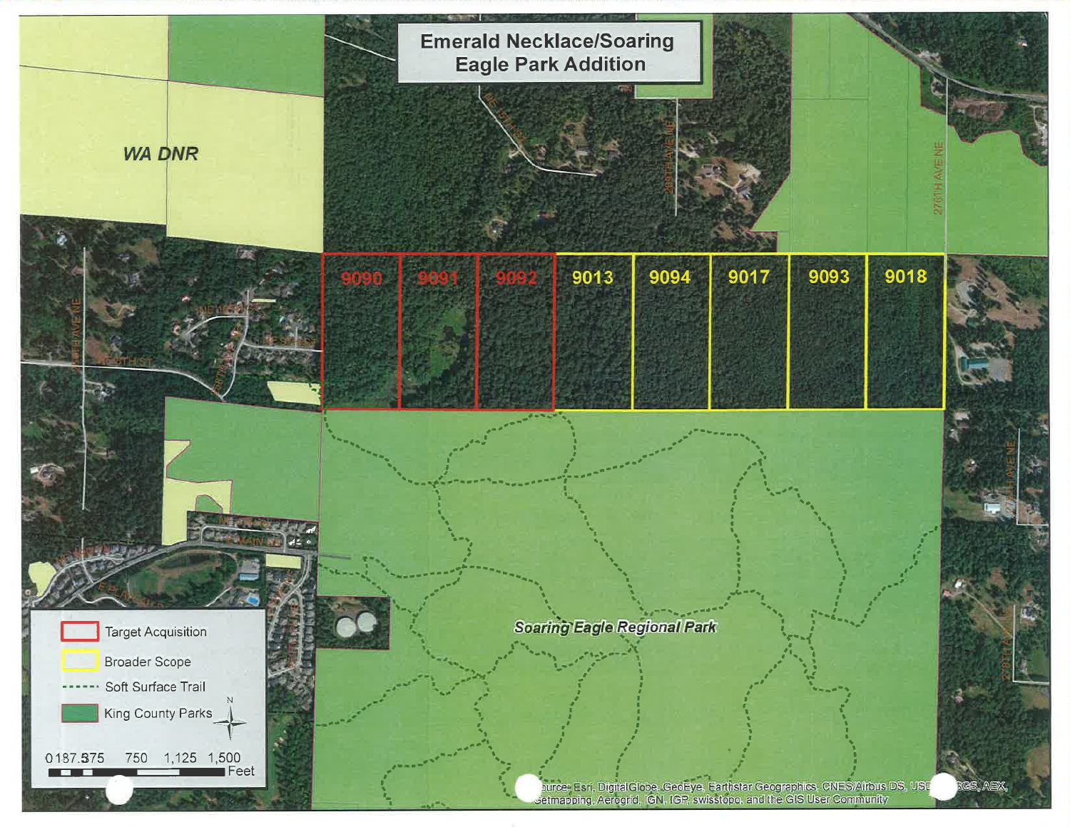# Emerald Necklace/Soaring Eagle Park Addition

WA DNR

| Target Acquisition | Broader Scope |
| --- | --- |
| 9090 | 9013 |
| 9091 | 9094 |
| 9092 | 9017 |
| | 9093 |
| | 9018 |

Soaring Eagle Regional Park

Legend:

- Target Acquisition
- Broader Scope
- Soft Surface Trail
- King County Parks

0 187.5 375 750 1,125 1,500 Feet

Source: Esri, DigitalGlobe, GeoEye, Earthstar Geographics, CNES/Airbus DS, USDA, USGS, AEX, Getmapping, Aerogrid, IGN, IGP, swisstopo, and the GIS User Community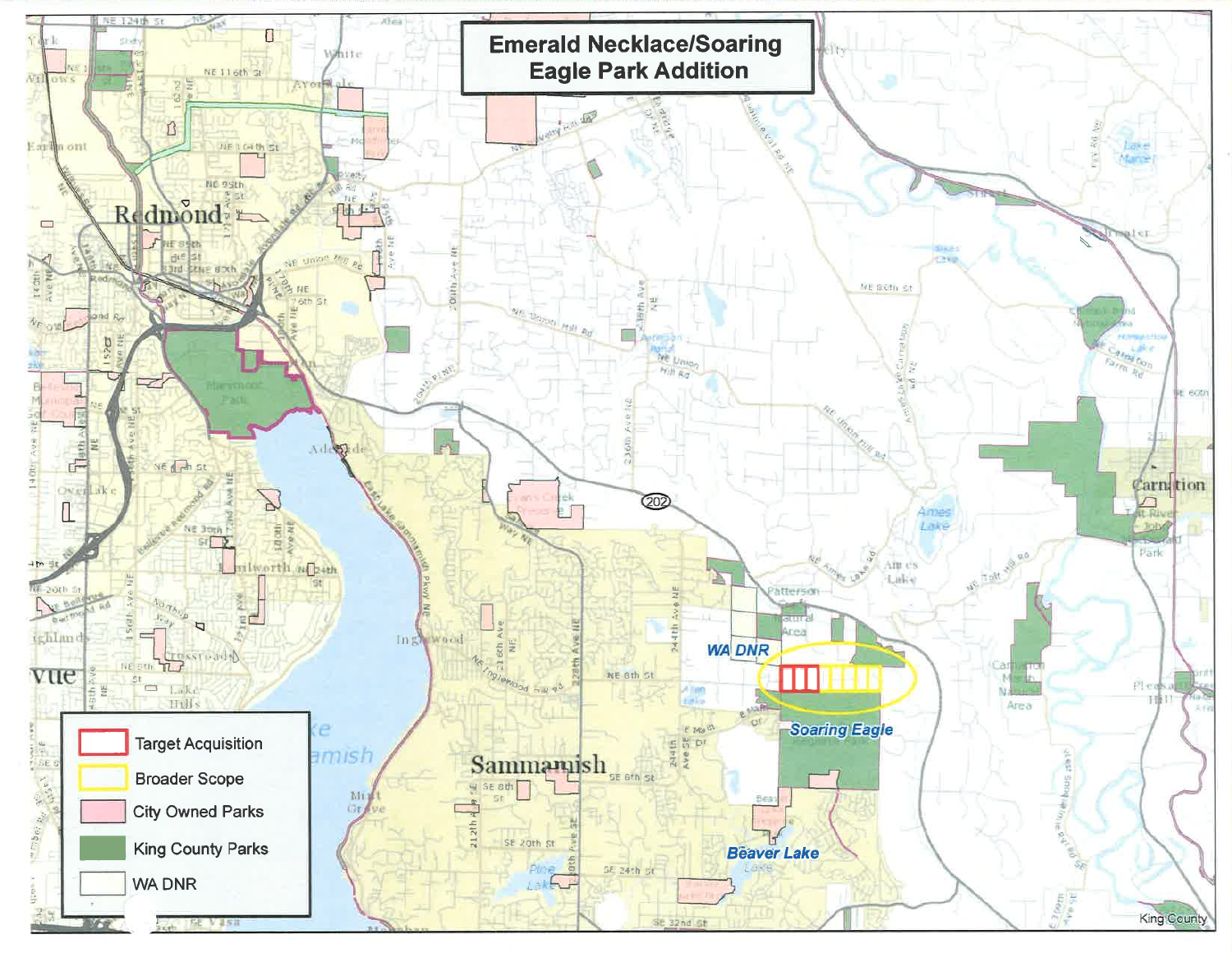# Emerald Necklace/Soaring Eagle Park Addition

- Target Acquisition
- Broader Scope
- City Owned Parks
- King County Parks
- WA DNR

WA DNR

Soaring Eagle

Beaver Lake

Redmond

Sammamish

Carnation

King County